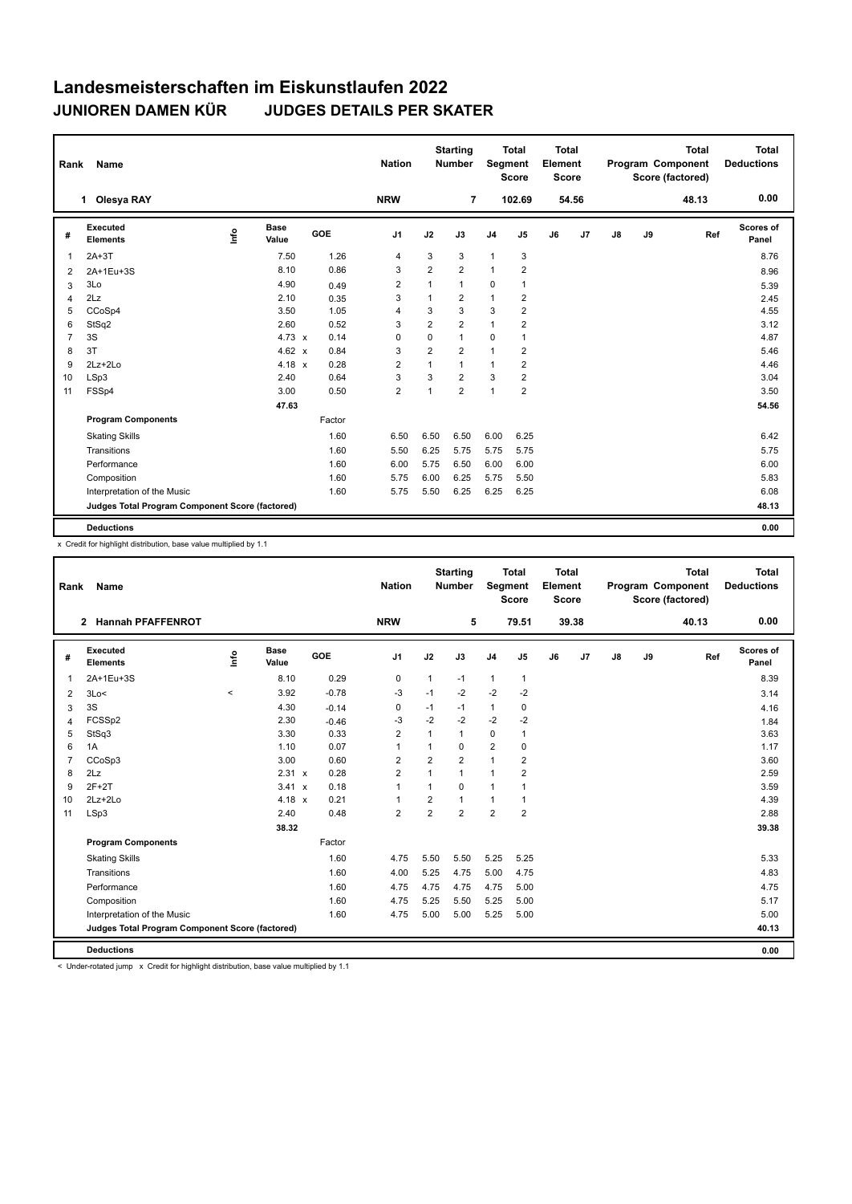# Landesmeisterschaften im Eiskunstlaufen 2022

## JUNIOREN DAMEN KÜR JUDGES DETAILS PER SKATER

| Rank | Name | Nation | Starting Number | Total Segment Score | Total Element Score | Total Program Component Score (factored) | Total Deductions |
|---|---|---|---|---|---|---|---|
| 1 | Olesya RAY | NRW | 7 | 102.69 | 54.56 | 48.13 | 0.00 |

| # | Executed Elements | Info | Base Value | | GOE | J1 | J2 | J3 | J4 | J5 | J6 | J7 | J8 | J9 | Ref | Scores of Panel |
|---|---|---|---|---|---|---|---|---|---|---|---|---|---|---|---|---|
| 1 | 2A+3T | | 7.50 | | 1.26 | 4 | 3 | 3 | 1 | 3 | | | | | | 8.76 |
| 2 | 2A+1Eu+3S | | 8.10 | | 0.86 | 3 | 2 | 2 | 1 | 2 | | | | | | 8.96 |
| 3 | 3Lo | | 4.90 | | 0.49 | 2 | 1 | 1 | 0 | 1 | | | | | | 5.39 |
| 4 | 2Lz | | 2.10 | | 0.35 | 3 | 1 | 2 | 1 | 2 | | | | | | 2.45 |
| 5 | CCoSp4 | | 3.50 | | 1.05 | 4 | 3 | 3 | 3 | 2 | | | | | | 4.55 |
| 6 | StSq2 | | 2.60 | | 0.52 | 3 | 2 | 2 | 1 | 2 | | | | | | 3.12 |
| 7 | 3S | | 4.73 | x | 0.14 | 0 | 0 | 1 | 0 | 1 | | | | | | 4.87 |
| 8 | 3T | | 4.62 | x | 0.84 | 3 | 2 | 2 | 1 | 2 | | | | | | 5.46 |
| 9 | 2Lz+2Lo | | 4.18 | x | 0.28 | 2 | 1 | 1 | 1 | 2 | | | | | | 4.46 |
| 10 | LSp3 | | 2.40 | | 0.64 | 3 | 3 | 2 | 3 | 2 | | | | | | 3.04 |
| 11 | FSSp4 | | 3.00 | | 0.50 | 2 | 1 | 2 | 1 | 2 | | | | | | 3.50 |
| | | | 47.63 | | | | | | | | | | | | | 54.56 |
| | **Program Components** | | | | Factor | | | | | | | | | | | |
| | Skating Skills | | | | 1.60 | 6.50 | 6.50 | 6.50 | 6.00 | 6.25 | | | | | | 6.42 |
| | Transitions | | | | 1.60 | 5.50 | 6.25 | 5.75 | 5.75 | 5.75 | | | | | | 5.75 |
| | Performance | | | | 1.60 | 6.00 | 5.75 | 6.50 | 6.00 | 6.00 | | | | | | 6.00 |
| | Composition | | | | 1.60 | 5.75 | 6.00 | 6.25 | 5.75 | 5.50 | | | | | | 5.83 |
| | Interpretation of the Music | | | | 1.60 | 5.75 | 5.50 | 6.25 | 6.25 | 6.25 | | | | | | 6.08 |
| | **Judges Total Program Component Score (factored)** | | | | | | | | | | | | | | | 48.13 |
| | **Deductions** | | | | | | | | | | | | | | | 0.00 |

x Credit for highlight distribution, base value multiplied by 1.1

| Rank | Name | Nation | Starting Number | Total Segment Score | Total Element Score | Total Program Component Score (factored) | Total Deductions |
|---|---|---|---|---|---|---|---|
| 2 | Hannah PFAFFENROT | NRW | 5 | 79.51 | 39.38 | 40.13 | 0.00 |

| # | Executed Elements | Info | Base Value | | GOE | J1 | J2 | J3 | J4 | J5 | J6 | J7 | J8 | J9 | Ref | Scores of Panel |
|---|---|---|---|---|---|---|---|---|---|---|---|---|---|---|---|---|
| 1 | 2A+1Eu+3S | | 8.10 | | 0.29 | 0 | 1 | -1 | 1 | 1 | | | | | | 8.39 |
| 2 | 3Lo< | < | 3.92 | | -0.78 | -3 | -1 | -2 | -2 | -2 | | | | | | 3.14 |
| 3 | 3S | | 4.30 | | -0.14 | 0 | -1 | -1 | 1 | 0 | | | | | | 4.16 |
| 4 | FCSSp2 | | 2.30 | | -0.46 | -3 | -2 | -2 | -2 | -2 | | | | | | 1.84 |
| 5 | StSq3 | | 3.30 | | 0.33 | 2 | 1 | 1 | 0 | 1 | | | | | | 3.63 |
| 6 | 1A | | 1.10 | | 0.07 | 1 | 1 | 0 | 2 | 0 | | | | | | 1.17 |
| 7 | CCoSp3 | | 3.00 | | 0.60 | 2 | 2 | 2 | 1 | 2 | | | | | | 3.60 |
| 8 | 2Lz | | 2.31 | x | 0.28 | 2 | 1 | 1 | 1 | 2 | | | | | | 2.59 |
| 9 | 2F+2T | | 3.41 | x | 0.18 | 1 | 1 | 0 | 1 | 1 | | | | | | 3.59 |
| 10 | 2Lz+2Lo | | 4.18 | x | 0.21 | 1 | 2 | 1 | 1 | 1 | | | | | | 4.39 |
| 11 | LSp3 | | 2.40 | | 0.48 | 2 | 2 | 2 | 2 | 2 | | | | | | 2.88 |
| | | | 38.32 | | | | | | | | | | | | | 39.38 |
| | **Program Components** | | | | Factor | | | | | | | | | | | |
| | Skating Skills | | | | 1.60 | 4.75 | 5.50 | 5.50 | 5.25 | 5.25 | | | | | | 5.33 |
| | Transitions | | | | 1.60 | 4.00 | 5.25 | 4.75 | 5.00 | 4.75 | | | | | | 4.83 |
| | Performance | | | | 1.60 | 4.75 | 4.75 | 4.75 | 4.75 | 5.00 | | | | | | 4.75 |
| | Composition | | | | 1.60 | 4.75 | 5.25 | 5.50 | 5.25 | 5.00 | | | | | | 5.17 |
| | Interpretation of the Music | | | | 1.60 | 4.75 | 5.00 | 5.00 | 5.25 | 5.00 | | | | | | 5.00 |
| | **Judges Total Program Component Score (factored)** | | | | | | | | | | | | | | | 40.13 |
| | **Deductions** | | | | | | | | | | | | | | | 0.00 |

< Under-rotated jump x Credit for highlight distribution, base value multiplied by 1.1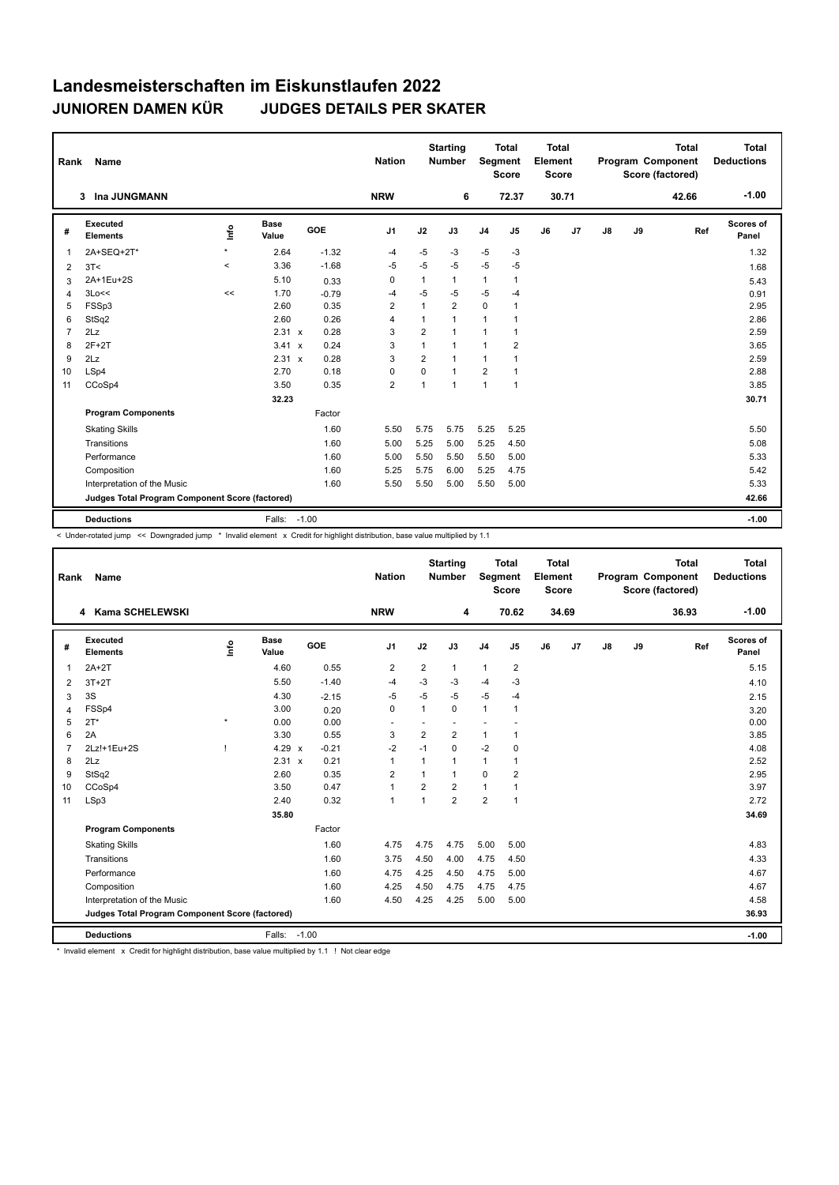# Landesmeisterschaften im Eiskunstlaufen 2022

## JUNIOREN DAMEN KÜR JUDGES DETAILS PER SKATER

| Rank | Name | Nation | Starting Number | Total Segment Score | Total Element Score | Total Program Component Score (factored) | Total Deductions |
|---|---|---|---|---|---|---|---|
| 3 | Ina JUNGMANN | NRW | 6 | 72.37 | 30.71 | 42.66 | -1.00 |

| # | Executed Elements | Info | Base Value | | GOE | J1 | J2 | J3 | J4 | J5 | J6 | J7 | J8 | J9 | Ref | Scores of Panel |
|---|---|---|---|---|---|---|---|---|---|---|---|---|---|---|---|---|
| 1 | 2A+SEQ+2T* | * | 2.64 | | -1.32 | -4 | -5 | -3 | -5 | -3 | | | | | | 1.32 |
| 2 | 3T< | < | 3.36 | | -1.68 | -5 | -5 | -5 | -5 | -5 | | | | | | 1.68 |
| 3 | 2A+1Eu+2S | | 5.10 | | 0.33 | 0 | 1 | 1 | 1 | 1 | | | | | | 5.43 |
| 4 | 3Lo<< | << | 1.70 | | -0.79 | -4 | -5 | -5 | -5 | -4 | | | | | | 0.91 |
| 5 | FSSp3 | | 2.60 | | 0.35 | 2 | 1 | 2 | 0 | 1 | | | | | | 2.95 |
| 6 | StSq2 | | 2.60 | | 0.26 | 4 | 1 | 1 | 1 | 1 | | | | | | 2.86 |
| 7 | 2Lz | | 2.31 | x | 0.28 | 3 | 2 | 1 | 1 | 1 | | | | | | 2.59 |
| 8 | 2F+2T | | 3.41 | x | 0.24 | 3 | 1 | 1 | 1 | 2 | | | | | | 3.65 |
| 9 | 2Lz | | 2.31 | x | 0.28 | 3 | 2 | 1 | 1 | 1 | | | | | | 2.59 |
| 10 | LSp4 | | 2.70 | | 0.18 | 0 | 0 | 1 | 2 | 1 | | | | | | 2.88 |
| 11 | CCoSp4 | | 3.50 | | 0.35 | 2 | 1 | 1 | 1 | 1 | | | | | | 3.85 |
| | | | 32.23 | | | | | | | | | | | | | 30.71 |
| | **Program Components** | | | | Factor | | | | | | | | | | | |
| | Skating Skills | | | | 1.60 | 5.50 | 5.75 | 5.75 | 5.25 | 5.25 | | | | | | 5.50 |
| | Transitions | | | | 1.60 | 5.00 | 5.25 | 5.00 | 5.25 | 4.50 | | | | | | 5.08 |
| | Performance | | | | 1.60 | 5.00 | 5.50 | 5.50 | 5.50 | 5.00 | | | | | | 5.33 |
| | Composition | | | | 1.60 | 5.25 | 5.75 | 6.00 | 5.25 | 4.75 | | | | | | 5.42 |
| | Interpretation of the Music | | | | 1.60 | 5.50 | 5.50 | 5.00 | 5.50 | 5.00 | | | | | | 5.33 |
| | **Judges Total Program Component Score (factored)** | | | | | | | | | | | | | | | 42.66 |
| | **Deductions** | | Falls: | | -1.00 | | | | | | | | | | | -1.00 |

< Under-rotated jump << Downgraded jump * Invalid element x Credit for highlight distribution, base value multiplied by 1.1

| Rank | Name | Nation | Starting Number | Total Segment Score | Total Element Score | Total Program Component Score (factored) | Total Deductions |
|---|---|---|---|---|---|---|---|
| 4 | Kama SCHELEWSKI | NRW | 4 | 70.62 | 34.69 | 36.93 | -1.00 |

| # | Executed Elements | Info | Base Value | | GOE | J1 | J2 | J3 | J4 | J5 | J6 | J7 | J8 | J9 | Ref | Scores of Panel |
|---|---|---|---|---|---|---|---|---|---|---|---|---|---|---|---|---|
| 1 | 2A+2T | | 4.60 | | 0.55 | 2 | 2 | 1 | 1 | 2 | | | | | | 5.15 |
| 2 | 3T+2T | | 5.50 | | -1.40 | -4 | -3 | -3 | -4 | -3 | | | | | | 4.10 |
| 3 | 3S | | 4.30 | | -2.15 | -5 | -5 | -5 | -5 | -4 | | | | | | 2.15 |
| 4 | FSSp4 | | 3.00 | | 0.20 | 0 | 1 | 0 | 1 | 1 | | | | | | 3.20 |
| 5 | 2T* | * | 0.00 | | 0.00 | - | - | - | - | - | | | | | | 0.00 |
| 6 | 2A | | 3.30 | | 0.55 | 3 | 2 | 2 | 1 | 1 | | | | | | 3.85 |
| 7 | 2Lz!+1Eu+2S | ! | 4.29 | x | -0.21 | -2 | -1 | 0 | -2 | 0 | | | | | | 4.08 |
| 8 | 2Lz | | 2.31 | x | 0.21 | 1 | 1 | 1 | 1 | 1 | | | | | | 2.52 |
| 9 | StSq2 | | 2.60 | | 0.35 | 2 | 1 | 1 | 0 | 2 | | | | | | 2.95 |
| 10 | CCoSp4 | | 3.50 | | 0.47 | 1 | 2 | 2 | 1 | 1 | | | | | | 3.97 |
| 11 | LSp3 | | 2.40 | | 0.32 | 1 | 1 | 2 | 2 | 1 | | | | | | 2.72 |
| | | | 35.80 | | | | | | | | | | | | | 34.69 |
| | **Program Components** | | | | Factor | | | | | | | | | | | |
| | Skating Skills | | | | 1.60 | 4.75 | 4.75 | 4.75 | 5.00 | 5.00 | | | | | | 4.83 |
| | Transitions | | | | 1.60 | 3.75 | 4.50 | 4.00 | 4.75 | 4.50 | | | | | | 4.33 |
| | Performance | | | | 1.60 | 4.75 | 4.25 | 4.50 | 4.75 | 5.00 | | | | | | 4.67 |
| | Composition | | | | 1.60 | 4.25 | 4.50 | 4.75 | 4.75 | 4.75 | | | | | | 4.67 |
| | Interpretation of the Music | | | | 1.60 | 4.50 | 4.25 | 4.25 | 5.00 | 5.00 | | | | | | 4.58 |
| | **Judges Total Program Component Score (factored)** | | | | | | | | | | | | | | | 36.93 |
| | **Deductions** | | Falls: | | -1.00 | | | | | | | | | | | -1.00 |

* Invalid element x Credit for highlight distribution, base value multiplied by 1.1 ! Not clear edge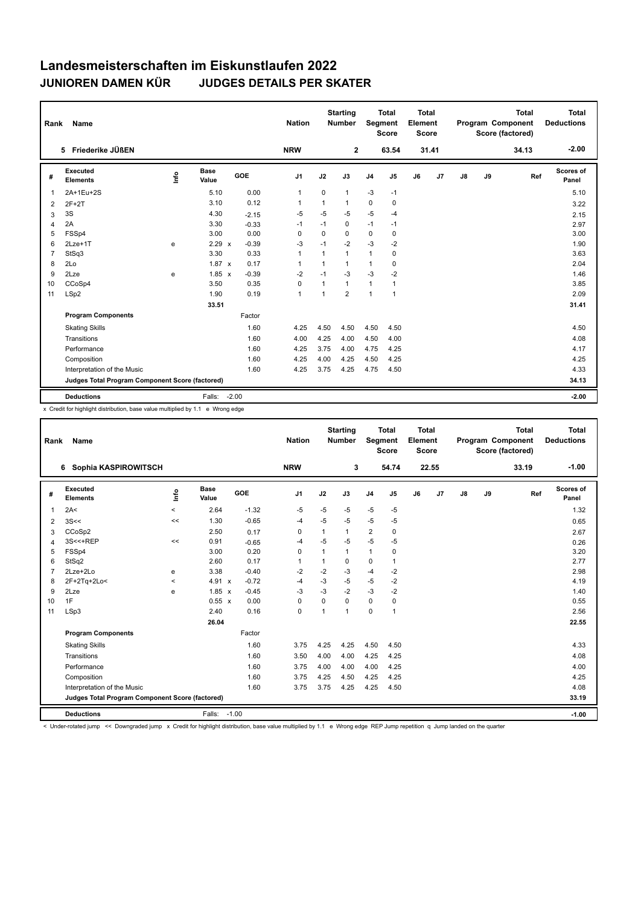# Landesmeisterschaften im Eiskunstlaufen 2022

## JUNIOREN DAMEN KÜR JUDGES DETAILS PER SKATER

| Rank | Name | Nation | Starting Number | Total Segment Score | Total Element Score | Total Program Component Score (factored) | Total Deductions |
|---|---|---|---|---|---|---|---|
| 5 | Friederike JÜßEN | NRW | 2 | 63.54 | 31.41 | 34.13 | -2.00 |

| # | Executed Elements | Info | Base Value | | GOE | J1 | J2 | J3 | J4 | J5 | J6 | J7 | J8 | J9 | Ref | Scores of Panel |
|---|---|---|---|---|---|---|---|---|---|---|---|---|---|---|---|---|
| 1 | 2A+1Eu+2S | | 5.10 | | 0.00 | 1 | 0 | 1 | -3 | -1 | | | | | | 5.10 |
| 2 | 2F+2T | | 3.10 | | 0.12 | 1 | 1 | 1 | 0 | 0 | | | | | | 3.22 |
| 3 | 3S | | 4.30 | | -2.15 | -5 | -5 | -5 | -5 | -4 | | | | | | 2.15 |
| 4 | 2A | | 3.30 | | -0.33 | -1 | -1 | 0 | -1 | -1 | | | | | | 2.97 |
| 5 | FSSp4 | | 3.00 | | 0.00 | 0 | 0 | 0 | 0 | 0 | | | | | | 3.00 |
| 6 | 2Lze+1T | e | 2.29 | x | -0.39 | -3 | -1 | -2 | -3 | -2 | | | | | | 1.90 |
| 7 | StSq3 | | 3.30 | | 0.33 | 1 | 1 | 1 | 1 | 0 | | | | | | 3.63 |
| 8 | 2Lo | | 1.87 | x | 0.17 | 1 | 1 | 1 | 1 | 0 | | | | | | 2.04 |
| 9 | 2Lze | e | 1.85 | x | -0.39 | -2 | -1 | -3 | -3 | -2 | | | | | | 1.46 |
| 10 | CCoSp4 | | 3.50 | | 0.35 | 0 | 1 | 1 | 1 | 1 | | | | | | 3.85 |
| 11 | LSp2 | | 1.90 | | 0.19 | 1 | 1 | 2 | 1 | 1 | | | | | | 2.09 |
| | | | 33.51 | | | | | | | | | | | | | 31.41 |
| | **Program Components** | | | | Factor | | | | | | | | | | | |
| | Skating Skills | | | | 1.60 | 4.25 | 4.50 | 4.50 | 4.50 | 4.50 | | | | | | 4.50 |
| | Transitions | | | | 1.60 | 4.00 | 4.25 | 4.00 | 4.50 | 4.00 | | | | | | 4.08 |
| | Performance | | | | 1.60 | 4.25 | 3.75 | 4.00 | 4.75 | 4.25 | | | | | | 4.17 |
| | Composition | | | | 1.60 | 4.25 | 4.00 | 4.25 | 4.50 | 4.25 | | | | | | 4.25 |
| | Interpretation of the Music | | | | 1.60 | 4.25 | 3.75 | 4.25 | 4.75 | 4.50 | | | | | | 4.33 |
| | **Judges Total Program Component Score (factored)** | | | | | | | | | | | | | | | 34.13 |
| | **Deductions** | | Falls: | | -2.00 | | | | | | | | | | | -2.00 |

x Credit for highlight distribution, base value multiplied by 1.1 e Wrong edge

| Rank | Name | Nation | Starting Number | Total Segment Score | Total Element Score | Total Program Component Score (factored) | Total Deductions |
|---|---|---|---|---|---|---|---|
| 6 | Sophia KASPIROWITSCH | NRW | 3 | 54.74 | 22.55 | 33.19 | -1.00 |

| # | Executed Elements | Info | Base Value | | GOE | J1 | J2 | J3 | J4 | J5 | J6 | J7 | J8 | J9 | Ref | Scores of Panel |
|---|---|---|---|---|---|---|---|---|---|---|---|---|---|---|---|---|
| 1 | 2A< | < | 2.64 | | -1.32 | -5 | -5 | -5 | -5 | -5 | | | | | | 1.32 |
| 2 | 3S<< | << | 1.30 | | -0.65 | -4 | -5 | -5 | -5 | -5 | | | | | | 0.65 |
| 3 | CCoSp2 | | 2.50 | | 0.17 | 0 | 1 | 1 | 2 | 0 | | | | | | 2.67 |
| 4 | 3S<<+REP | << | 0.91 | | -0.65 | -4 | -5 | -5 | -5 | -5 | | | | | | 0.26 |
| 5 | FSSp4 | | 3.00 | | 0.20 | 0 | 1 | 1 | 1 | 0 | | | | | | 3.20 |
| 6 | StSq2 | | 2.60 | | 0.17 | 1 | 1 | 0 | 0 | 1 | | | | | | 2.77 |
| 7 | 2Lze+2Lo | e | 3.38 | | -0.40 | -2 | -2 | -3 | -4 | -2 | | | | | | 2.98 |
| 8 | 2F+2Tq+2Lo< | < | 4.91 | x | -0.72 | -4 | -3 | -5 | -5 | -2 | | | | | | 4.19 |
| 9 | 2Lze | e | 1.85 | x | -0.45 | -3 | -3 | -2 | -3 | -2 | | | | | | 1.40 |
| 10 | 1F | | 0.55 | x | 0.00 | 0 | 0 | 0 | 0 | 0 | | | | | | 0.55 |
| 11 | LSp3 | | 2.40 | | 0.16 | 0 | 1 | 1 | 0 | 1 | | | | | | 2.56 |
| | | | 26.04 | | | | | | | | | | | | | 22.55 |
| | **Program Components** | | | | Factor | | | | | | | | | | | |
| | Skating Skills | | | | 1.60 | 3.75 | 4.25 | 4.25 | 4.50 | 4.50 | | | | | | 4.33 |
| | Transitions | | | | 1.60 | 3.50 | 4.00 | 4.00 | 4.25 | 4.25 | | | | | | 4.08 |
| | Performance | | | | 1.60 | 3.75 | 4.00 | 4.00 | 4.00 | 4.25 | | | | | | 4.00 |
| | Composition | | | | 1.60 | 3.75 | 4.25 | 4.50 | 4.25 | 4.25 | | | | | | 4.25 |
| | Interpretation of the Music | | | | 1.60 | 3.75 | 3.75 | 4.25 | 4.25 | 4.50 | | | | | | 4.08 |
| | **Judges Total Program Component Score (factored)** | | | | | | | | | | | | | | | 33.19 |
| | **Deductions** | | Falls: | | -1.00 | | | | | | | | | | | -1.00 |

< Under-rotated jump << Downgraded jump x Credit for highlight distribution, base value multiplied by 1.1 e Wrong edge REP Jump repetition q Jump landed on the quarter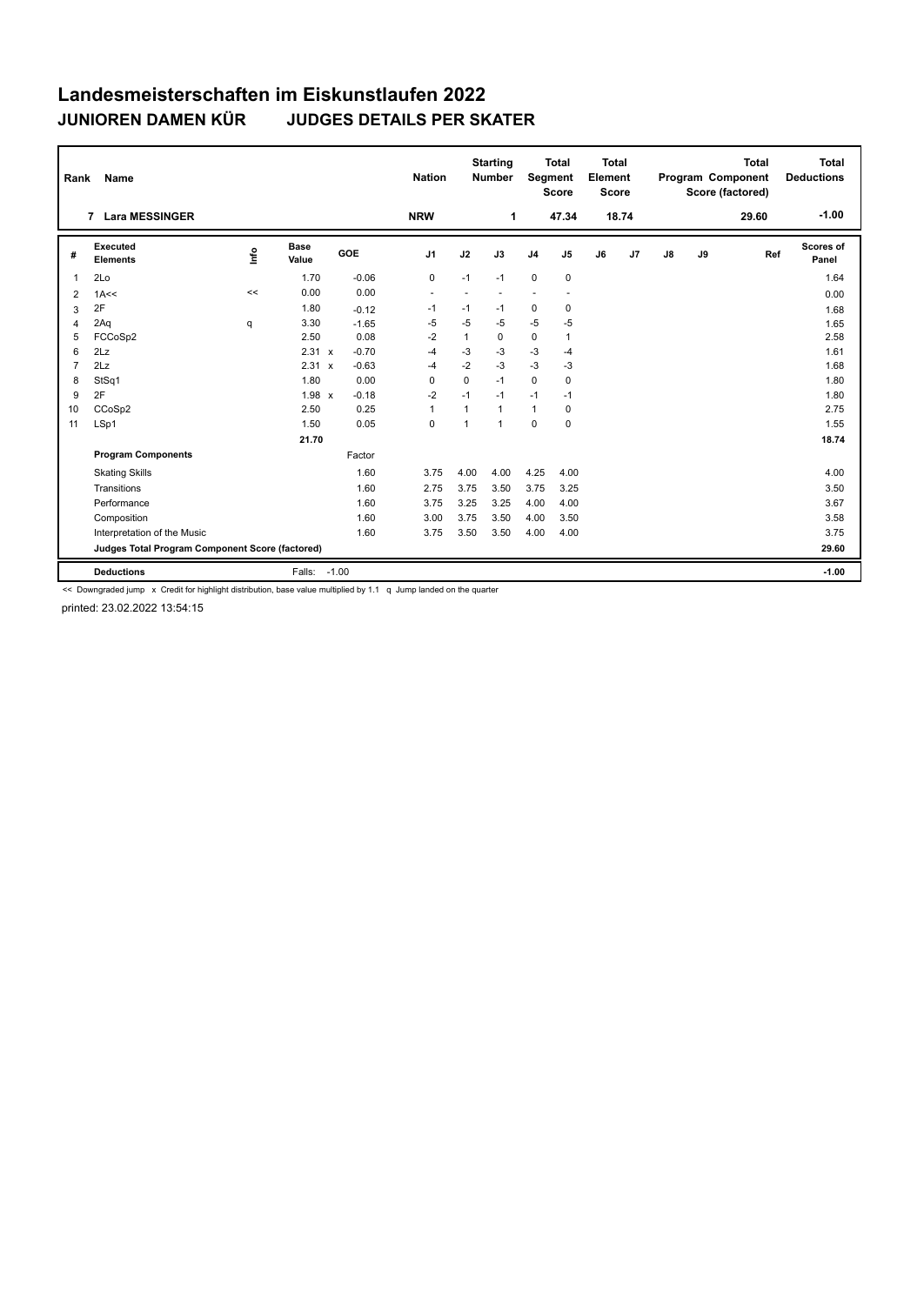# Landesmeisterschaften im Eiskunstlaufen 2022

## JUNIOREN DAMEN KÜR JUDGES DETAILS PER SKATER

| Rank | Name | Nation | Starting Number | Total Segment Score | Total Element Score | Total Program Component Score (factored) | Total Deductions |
|---|---|---|---|---|---|---|---|
| 7 | Lara MESSINGER | NRW | 1 | 47.34 | 18.74 | 29.60 | -1.00 |

| # | Executed Elements | Info | Base Value | | GOE | J1 | J2 | J3 | J4 | J5 | J6 | J7 | J8 | J9 | Ref | Scores of Panel |
|---|---|---|---|---|---|---|---|---|---|---|---|---|---|---|---|---|
| 1 | 2Lo | | 1.70 | | -0.06 | 0 | -1 | -1 | 0 | 0 | | | | | | 1.64 |
| 2 | 1A<< | << | 0.00 | | 0.00 | - | - | - | - | - | | | | | | 0.00 |
| 3 | 2F | | 1.80 | | -0.12 | -1 | -1 | -1 | 0 | 0 | | | | | | 1.68 |
| 4 | 2Aq | q | 3.30 | | -1.65 | -5 | -5 | -5 | -5 | -5 | | | | | | 1.65 |
| 5 | FCCoSp2 | | 2.50 | | 0.08 | -2 | 1 | 0 | 0 | 1 | | | | | | 2.58 |
| 6 | 2Lz | | 2.31 | x | -0.70 | -4 | -3 | -3 | -3 | -4 | | | | | | 1.61 |
| 7 | 2Lz | | 2.31 | x | -0.63 | -4 | -2 | -3 | -3 | -3 | | | | | | 1.68 |
| 8 | StSq1 | | 1.80 | | 0.00 | 0 | 0 | -1 | 0 | 0 | | | | | | 1.80 |
| 9 | 2F | | 1.98 | x | -0.18 | -2 | -1 | -1 | -1 | -1 | | | | | | 1.80 |
| 10 | CCoSp2 | | 2.50 | | 0.25 | 1 | 1 | 1 | 1 | 0 | | | | | | 2.75 |
| 11 | LSp1 | | 1.50 | | 0.05 | 0 | 1 | 1 | 0 | 0 | | | | | | 1.55 |
| | | | 21.70 | | | | | | | | | | | | | 18.74 |
| | **Program Components** | | | | Factor | | | | | | | | | | | |
| | Skating Skills | | | | 1.60 | 3.75 | 4.00 | 4.00 | 4.25 | 4.00 | | | | | | 4.00 |
| | Transitions | | | | 1.60 | 2.75 | 3.75 | 3.50 | 3.75 | 3.25 | | | | | | 3.50 |
| | Performance | | | | 1.60 | 3.75 | 3.25 | 3.25 | 4.00 | 4.00 | | | | | | 3.67 |
| | Composition | | | | 1.60 | 3.00 | 3.75 | 3.50 | 4.00 | 3.50 | | | | | | 3.58 |
| | Interpretation of the Music | | | | 1.60 | 3.75 | 3.50 | 3.50 | 4.00 | 4.00 | | | | | | 3.75 |
| | **Judges Total Program Component Score (factored)** | | | | | | | | | | | | | | | 29.60 |
| | **Deductions** | | Falls: | -1.00 | | | | | | | | | | | | -1.00 |

<< Downgraded jump x Credit for highlight distribution, base value multiplied by 1.1 q Jump landed on the quarter

printed: 23.02.2022 13:54:15